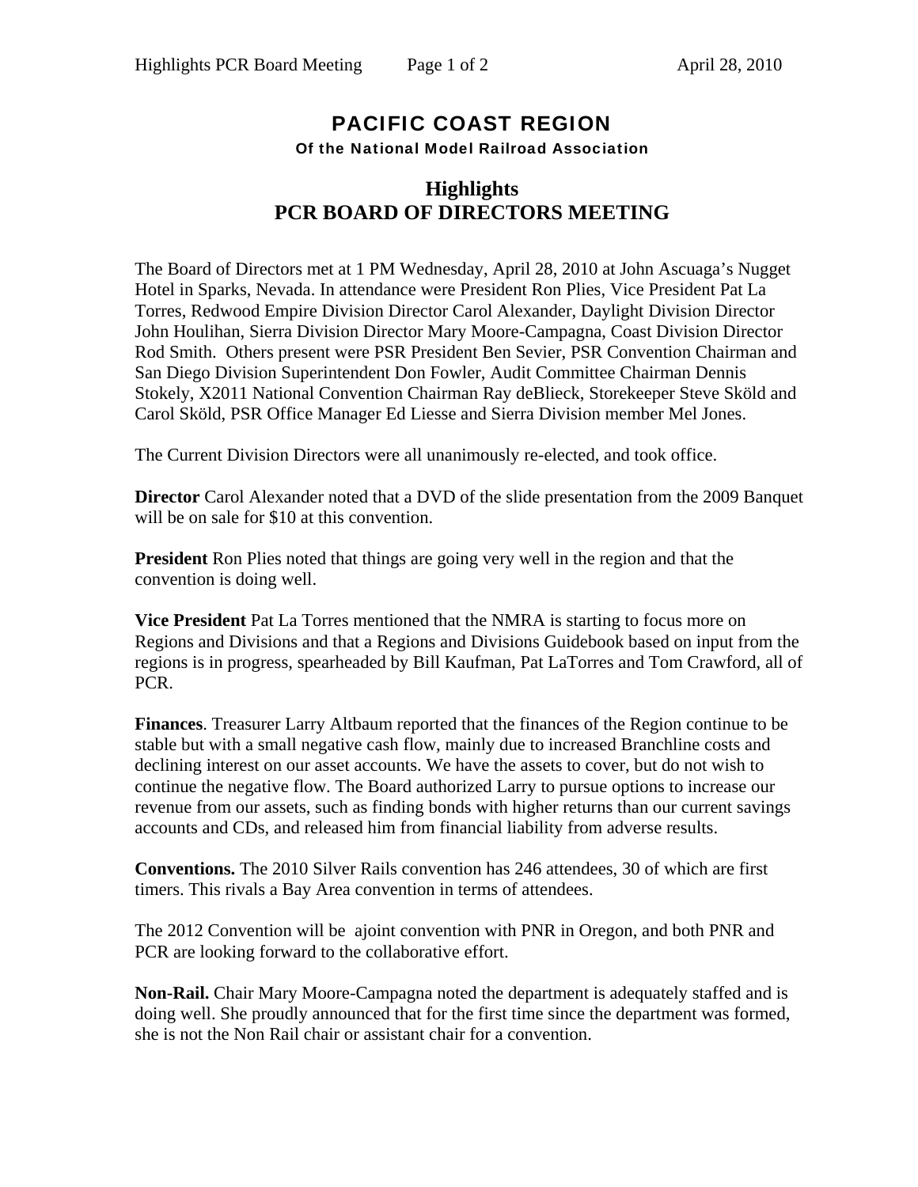# PACIFIC COAST REGION

**Of the National Model Railroad Association**

## Highlights
## PCR BOARD OF DIRECTORS MEETING

The Board of Directors met at 1 PM Wednesday, April 28, 2010 at John Ascuaga's Nugget Hotel in Sparks, Nevada. In attendance were President Ron Plies, Vice President Pat La Torres, Redwood Empire Division Director Carol Alexander, Daylight Division Director John Houlihan, Sierra Division Director Mary Moore-Campagna, Coast Division Director Rod Smith. Others present were PSR President Ben Sevier, PSR Convention Chairman and San Diego Division Superintendent Don Fowler, Audit Committee Chairman Dennis Stokely, X2011 National Convention Chairman Ray deBlieck, Storekeeper Steve Sköld and Carol Sköld, PSR Office Manager Ed Liesse and Sierra Division member Mel Jones.

The Current Division Directors were all unanimously re-elected, and took office.

**Director** Carol Alexander noted that a DVD of the slide presentation from the 2009 Banquet will be on sale for $10 at this convention.

**President** Ron Plies noted that things are going very well in the region and that the convention is doing well.

**Vice President** Pat La Torres mentioned that the NMRA is starting to focus more on Regions and Divisions and that a Regions and Divisions Guidebook based on input from the regions is in progress, spearheaded by Bill Kaufman, Pat LaTorres and Tom Crawford, all of PCR.

**Finances**. Treasurer Larry Altbaum reported that the finances of the Region continue to be stable but with a small negative cash flow, mainly due to increased Branchline costs and declining interest on our asset accounts. We have the assets to cover, but do not wish to continue the negative flow. The Board authorized Larry to pursue options to increase our revenue from our assets, such as finding bonds with higher returns than our current savings accounts and CDs, and released him from financial liability from adverse results.

**Conventions.** The 2010 Silver Rails convention has 246 attendees, 30 of which are first timers. This rivals a Bay Area convention in terms of attendees.

The 2012 Convention will be ajoint convention with PNR in Oregon, and both PNR and PCR are looking forward to the collaborative effort.

**Non-Rail.** Chair Mary Moore-Campagna noted the department is adequately staffed and is doing well. She proudly announced that for the first time since the department was formed, she is not the Non Rail chair or assistant chair for a convention.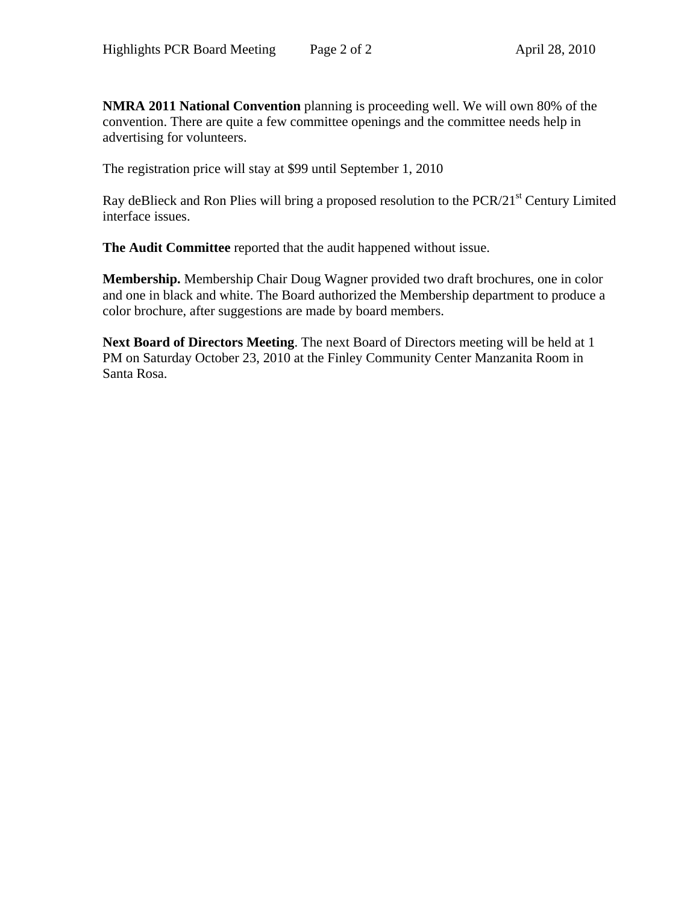**NMRA 2011 National Convention** planning is proceeding well. We will own 80% of the convention. There are quite a few committee openings and the committee needs help in advertising for volunteers.

The registration price will stay at $99 until September 1, 2010

Ray deBlieck and Ron Plies will bring a proposed resolution to the PCR/21st Century Limited interface issues.

**The Audit Committee** reported that the audit happened without issue.

**Membership.** Membership Chair Doug Wagner provided two draft brochures, one in color and one in black and white. The Board authorized the Membership department to produce a color brochure, after suggestions are made by board members.

**Next Board of Directors Meeting**. The next Board of Directors meeting will be held at 1 PM on Saturday October 23, 2010 at the Finley Community Center Manzanita Room in Santa Rosa.